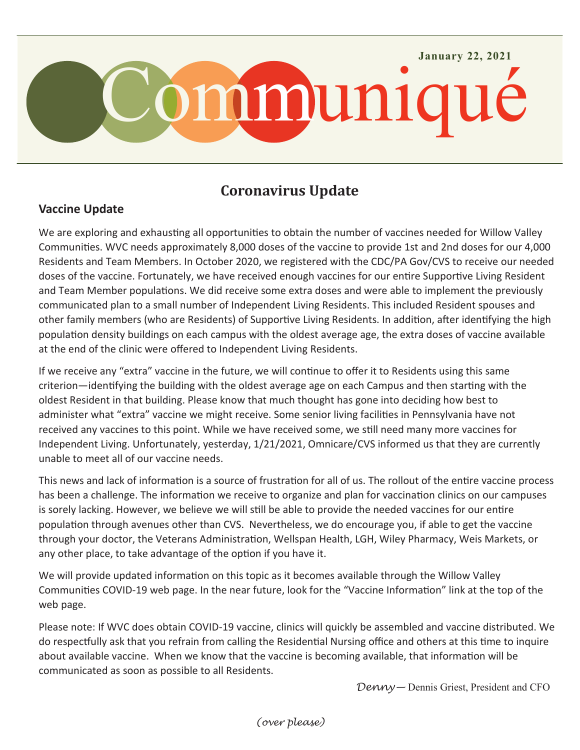January 22, 2021

# Communiqué

## Coronavirus Update

### Vaccine Update

We are exploring and exhausting all opportunities to obtain the number of vaccines needed for Willow Valley Communities. WVC needs approximately 8,000 doses of the vaccine to provide 1st and 2nd doses for our 4,000 Residents and Team Members. In October 2020, we registered with the CDC/PA Gov/CVS to receive our needed doses of the vaccine. Fortunately, we have received enough vaccines for our entire Supportive Living Resident and Team Member populations. We did receive some extra doses and were able to implement the previously communicated plan to a small number of Independent Living Residents. This included Resident spouses and other family members (who are Residents) of Supportive Living Residents. In addition, after identifying the high population density buildings on each campus with the oldest average age, the extra doses of vaccine available at the end of the clinic were offered to Independent Living Residents.

If we receive any "extra" vaccine in the future, we will continue to offer it to Residents using this same criterion—identifying the building with the oldest average age on each Campus and then starting with the oldest Resident in that building. Please know that much thought has gone into deciding how best to administer what "extra" vaccine we might receive. Some senior living facilities in Pennsylvania have not received any vaccines to this point. While we have received some, we still need many more vaccines for Independent Living. Unfortunately, yesterday, 1/21/2021, Omnicare/CVS informed us that they are currently unable to meet all of our vaccine needs.

This news and lack of information is a source of frustration for all of us. The rollout of the entire vaccine process has been a challenge. The information we receive to organize and plan for vaccination clinics on our campuses is sorely lacking. However, we believe we will still be able to provide the needed vaccines for our entire population through avenues other than CVS. Nevertheless, we do encourage you, if able to get the vaccine through your doctor, the Veterans Administration, Wellspan Health, LGH, Wiley Pharmacy, Weis Markets, or any other place, to take advantage of the option if you have it.

We will provide updated information on this topic as it becomes available through the Willow Valley Communities COVID-19 web page. In the near future, look for the "Vaccine Information" link at the top of the web page.

Please note: If WVC does obtain COVID-19 vaccine, clinics will quickly be assembled and vaccine distributed. We do respectfully ask that you refrain from calling the Residential Nursing office and others at this time to inquire about available vaccine. When we know that the vaccine is becoming available, that information will be communicated as soon as possible to all Residents.

*Denny*— Dennis Griest, President and CFO

*(over please)*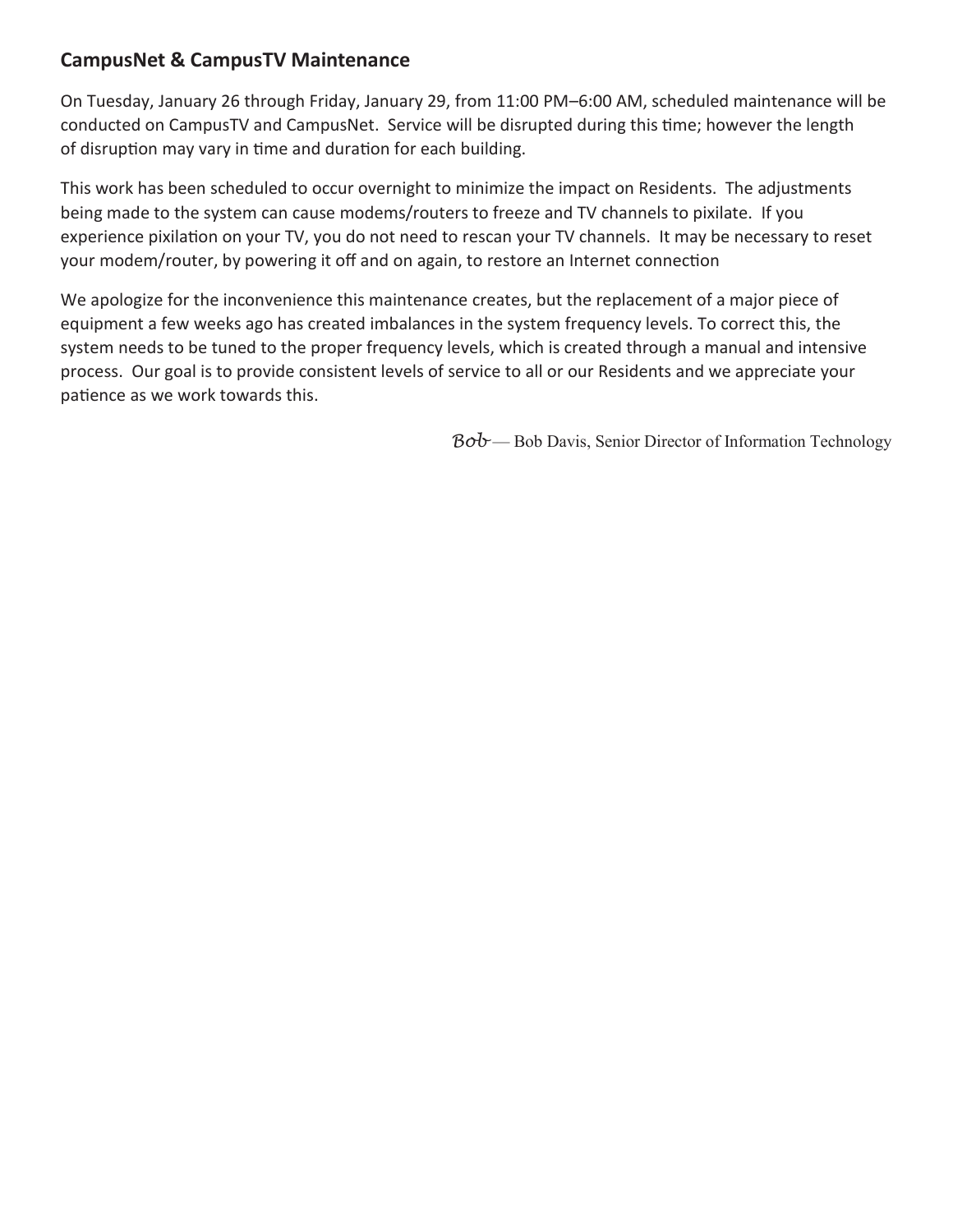## CampusNet & CampusTV Maintenance

On Tuesday, January 26 through Friday, January 29, from 11:00 PM–6:00 AM, scheduled maintenance will be conducted on CampusTV and CampusNet. Service will be disrupted during this time; however the length of disruption may vary in time and duration for each building.

This work has been scheduled to occur overnight to minimize the impact on Residents. The adjustments being made to the system can cause modems/routers to freeze and TV channels to pixilate. If you experience pixilation on your TV, you do not need to rescan your TV channels. It may be necessary to reset your modem/router, by powering it off and on again, to restore an Internet connection

We apologize for the inconvenience this maintenance creates, but the replacement of a major piece of equipment a few weeks ago has created imbalances in the system frequency levels. To correct this, the system needs to be tuned to the proper frequency levels, which is created through a manual and intensive process. Our goal is to provide consistent levels of service to all or our Residents and we appreciate your patience as we work towards this.

*Bob* — Bob Davis, Senior Director of Information Technology